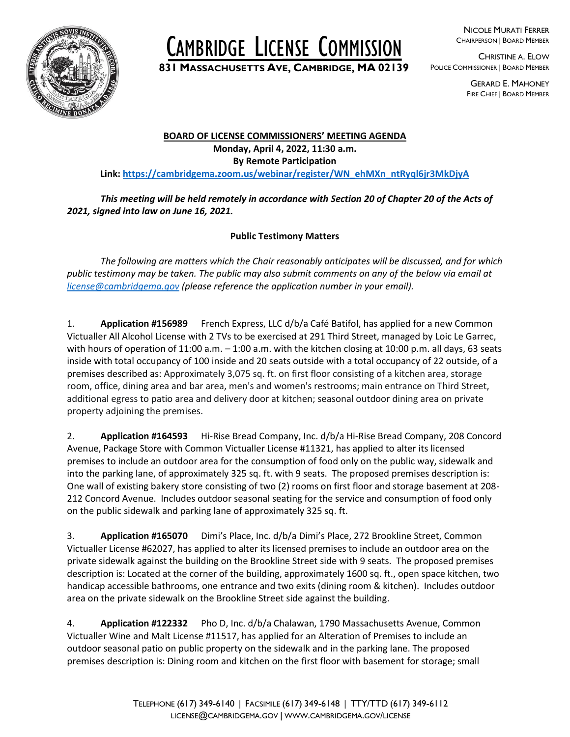# CAMBRIDGE LICENSE COMMISSION

**831 MASSACHUSETTS AVE, CAMBRIDGE, MA 02139**

NICOLE MURATI FERRER
CHAIRPERSON | BOARD MEMBER

CHRISTINE A. ELOW
POLICE COMMISSIONER | BOARD MEMBER

GERARD E. MAHONEY
FIRE CHIEF | BOARD MEMBER

## BOARD OF LICENSE COMMISSIONERS' MEETING AGENDA

**Monday, April 4, 2022, 11:30 a.m.**
**By Remote Participation**
**Link: [https://cambridgema.zoom.us/webinar/register/WN_ehMXn_ntRyql6jr3MkDjyA](https://cambridgema.zoom.us/webinar/register/WN_ehMXn_ntRyql6jr3MkDjyA)**

***This meeting will be held remotely in accordance with Section 20 of Chapter 20 of the Acts of 2021, signed into law on June 16, 2021.***

### Public Testimony Matters

*The following are matters which the Chair reasonably anticipates will be discussed, and for which public testimony may be taken. The public may also submit comments on any of the below via email at [license@cambridgema.gov](mailto:license@cambridgema.gov) (please reference the application number in your email).*

1. **Application #156989** French Express, LLC d/b/a Café Batifol, has applied for a new Common Victualler All Alcohol License with 2 TVs to be exercised at 291 Third Street, managed by Loic Le Garrec, with hours of operation of 11:00 a.m. – 1:00 a.m. with the kitchen closing at 10:00 p.m. all days, 63 seats inside with total occupancy of 100 inside and 20 seats outside with a total occupancy of 22 outside, of a premises described as: Approximately 3,075 sq. ft. on first floor consisting of a kitchen area, storage room, office, dining area and bar area, men's and women's restrooms; main entrance on Third Street, additional egress to patio area and delivery door at kitchen; seasonal outdoor dining area on private property adjoining the premises.

2. **Application #164593** Hi-Rise Bread Company, Inc. d/b/a Hi-Rise Bread Company, 208 Concord Avenue, Package Store with Common Victualler License #11321, has applied to alter its licensed premises to include an outdoor area for the consumption of food only on the public way, sidewalk and into the parking lane, of approximately 325 sq. ft. with 9 seats. The proposed premises description is: One wall of existing bakery store consisting of two (2) rooms on first floor and storage basement at 208-212 Concord Avenue. Includes outdoor seasonal seating for the service and consumption of food only on the public sidewalk and parking lane of approximately 325 sq. ft.

3. **Application #165070** Dimi's Place, Inc. d/b/a Dimi's Place, 272 Brookline Street, Common Victualler License #62027, has applied to alter its licensed premises to include an outdoor area on the private sidewalk against the building on the Brookline Street side with 9 seats. The proposed premises description is: Located at the corner of the building, approximately 1600 sq. ft., open space kitchen, two handicap accessible bathrooms, one entrance and two exits (dining room & kitchen). Includes outdoor area on the private sidewalk on the Brookline Street side against the building.

4. **Application #122332** Pho D, Inc. d/b/a Chalawan, 1790 Massachusetts Avenue, Common Victualler Wine and Malt License #11517, has applied for an Alteration of Premises to include an outdoor seasonal patio on public property on the sidewalk and in the parking lane. The proposed premises description is: Dining room and kitchen on the first floor with basement for storage; small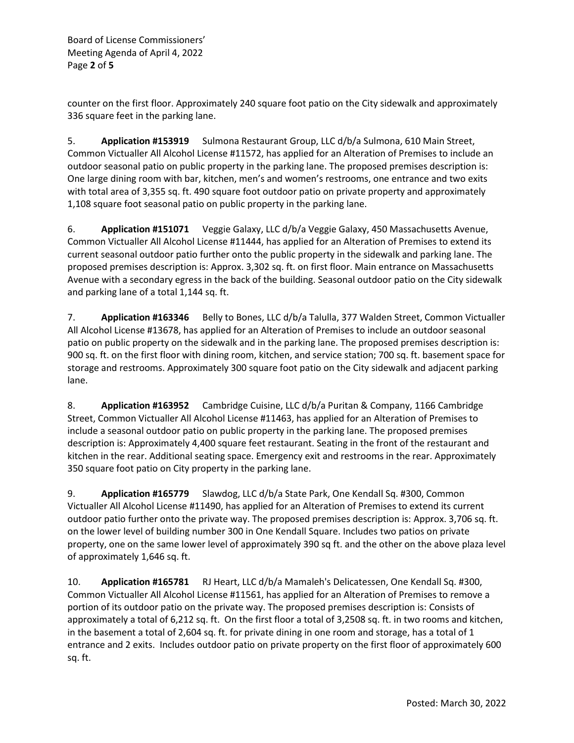counter on the first floor. Approximately 240 square foot patio on the City sidewalk and approximately 336 square feet in the parking lane.

5. **Application #153919** Sulmona Restaurant Group, LLC d/b/a Sulmona, 610 Main Street, Common Victualler All Alcohol License #11572, has applied for an Alteration of Premises to include an outdoor seasonal patio on public property in the parking lane. The proposed premises description is: One large dining room with bar, kitchen, men's and women's restrooms, one entrance and two exits with total area of 3,355 sq. ft. 490 square foot outdoor patio on private property and approximately 1,108 square foot seasonal patio on public property in the parking lane.

6. **Application #151071** Veggie Galaxy, LLC d/b/a Veggie Galaxy, 450 Massachusetts Avenue, Common Victualler All Alcohol License #11444, has applied for an Alteration of Premises to extend its current seasonal outdoor patio further onto the public property in the sidewalk and parking lane. The proposed premises description is: Approx. 3,302 sq. ft. on first floor. Main entrance on Massachusetts Avenue with a secondary egress in the back of the building. Seasonal outdoor patio on the City sidewalk and parking lane of a total 1,144 sq. ft.

7. **Application #163346** Belly to Bones, LLC d/b/a Talulla, 377 Walden Street, Common Victualler All Alcohol License #13678, has applied for an Alteration of Premises to include an outdoor seasonal patio on public property on the sidewalk and in the parking lane. The proposed premises description is: 900 sq. ft. on the first floor with dining room, kitchen, and service station; 700 sq. ft. basement space for storage and restrooms. Approximately 300 square foot patio on the City sidewalk and adjacent parking lane.

8. **Application #163952** Cambridge Cuisine, LLC d/b/a Puritan & Company, 1166 Cambridge Street, Common Victualler All Alcohol License #11463, has applied for an Alteration of Premises to include a seasonal outdoor patio on public property in the parking lane. The proposed premises description is: Approximately 4,400 square feet restaurant. Seating in the front of the restaurant and kitchen in the rear. Additional seating space. Emergency exit and restrooms in the rear. Approximately 350 square foot patio on City property in the parking lane.

9. **Application #165779** Slawdog, LLC d/b/a State Park, One Kendall Sq. #300, Common Victualler All Alcohol License #11490, has applied for an Alteration of Premises to extend its current outdoor patio further onto the private way. The proposed premises description is: Approx. 3,706 sq. ft. on the lower level of building number 300 in One Kendall Square. Includes two patios on private property, one on the same lower level of approximately 390 sq ft. and the other on the above plaza level of approximately 1,646 sq. ft.

10. **Application #165781** RJ Heart, LLC d/b/a Mamaleh's Delicatessen, One Kendall Sq. #300, Common Victualler All Alcohol License #11561, has applied for an Alteration of Premises to remove a portion of its outdoor patio on the private way. The proposed premises description is: Consists of approximately a total of 6,212 sq. ft. On the first floor a total of 3,2508 sq. ft. in two rooms and kitchen, in the basement a total of 2,604 sq. ft. for private dining in one room and storage, has a total of 1 entrance and 2 exits. Includes outdoor patio on private property on the first floor of approximately 600 sq. ft.

Posted: March 30, 2022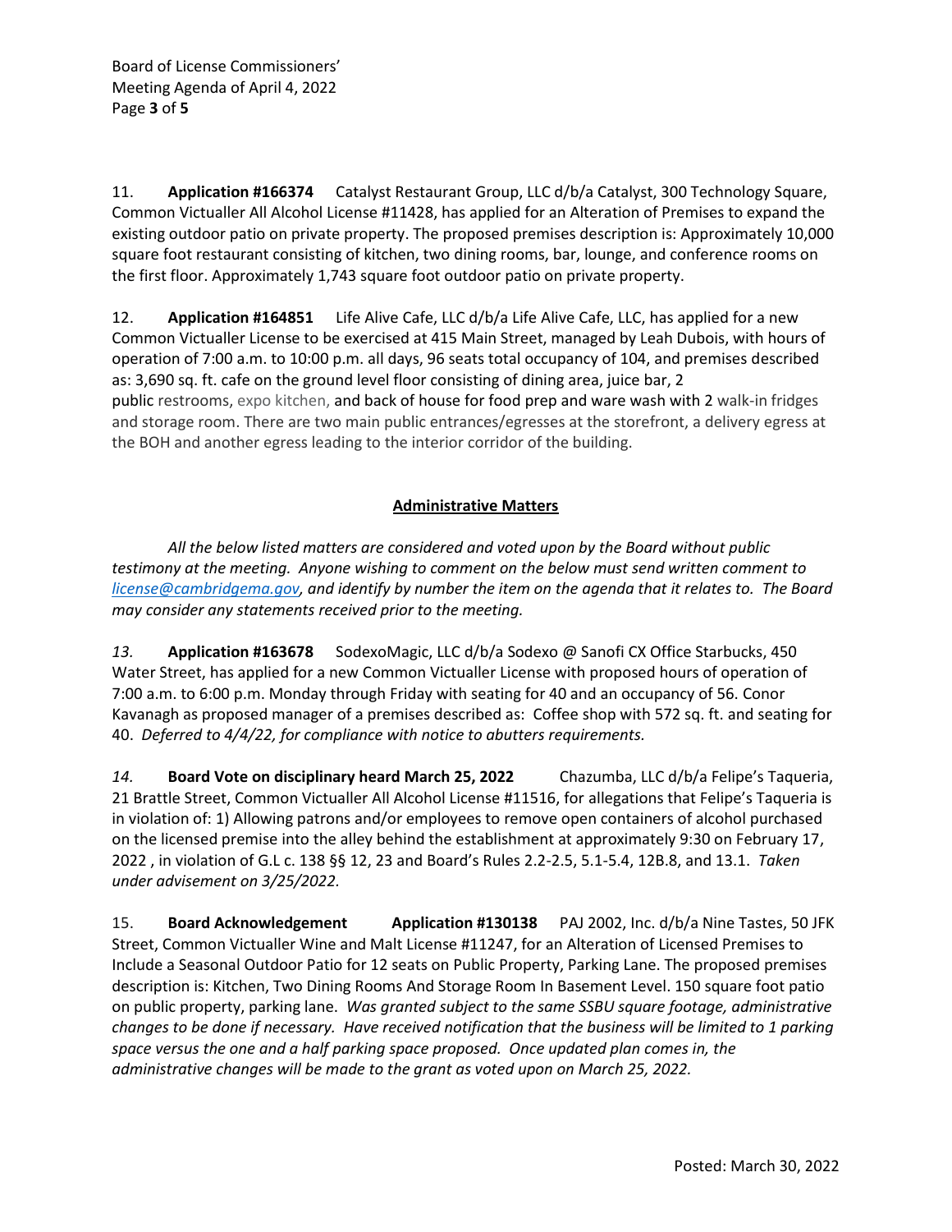11. **Application #166374** Catalyst Restaurant Group, LLC d/b/a Catalyst, 300 Technology Square, Common Victualler All Alcohol License #11428, has applied for an Alteration of Premises to expand the existing outdoor patio on private property. The proposed premises description is: Approximately 10,000 square foot restaurant consisting of kitchen, two dining rooms, bar, lounge, and conference rooms on the first floor. Approximately 1,743 square foot outdoor patio on private property.

12. **Application #164851** Life Alive Cafe, LLC d/b/a Life Alive Cafe, LLC, has applied for a new Common Victualler License to be exercised at 415 Main Street, managed by Leah Dubois, with hours of operation of 7:00 a.m. to 10:00 p.m. all days, 96 seats total occupancy of 104, and premises described as: 3,690 sq. ft. cafe on the ground level floor consisting of dining area, juice bar, 2 public restrooms, expo kitchen, and back of house for food prep and ware wash with 2 walk-in fridges and storage room. There are two main public entrances/egresses at the storefront, a delivery egress at the BOH and another egress leading to the interior corridor of the building.

## Administrative Matters

*All the below listed matters are considered and voted upon by the Board without public testimony at the meeting. Anyone wishing to comment on the below must send written comment to license@cambridgema.gov, and identify by number the item on the agenda that it relates to. The Board may consider any statements received prior to the meeting.*

*13.* **Application #163678** SodexoMagic, LLC d/b/a Sodexo @ Sanofi CX Office Starbucks, 450 Water Street, has applied for a new Common Victualler License with proposed hours of operation of 7:00 a.m. to 6:00 p.m. Monday through Friday with seating for 40 and an occupancy of 56. Conor Kavanagh as proposed manager of a premises described as: Coffee shop with 572 sq. ft. and seating for 40. *Deferred to 4/4/22, for compliance with notice to abutters requirements.*

*14.* **Board Vote on disciplinary heard March 25, 2022** Chazumba, LLC d/b/a Felipe's Taqueria, 21 Brattle Street, Common Victualler All Alcohol License #11516, for allegations that Felipe's Taqueria is in violation of: 1) Allowing patrons and/or employees to remove open containers of alcohol purchased on the licensed premise into the alley behind the establishment at approximately 9:30 on February 17, 2022 , in violation of G.L c. 138 §§ 12, 23 and Board's Rules 2.2-2.5, 5.1-5.4, 12B.8, and 13.1. *Taken under advisement on 3/25/2022.*

15. **Board Acknowledgement** **Application #130138** PAJ 2002, Inc. d/b/a Nine Tastes, 50 JFK Street, Common Victualler Wine and Malt License #11247, for an Alteration of Licensed Premises to Include a Seasonal Outdoor Patio for 12 seats on Public Property, Parking Lane. The proposed premises description is: Kitchen, Two Dining Rooms And Storage Room In Basement Level. 150 square foot patio on public property, parking lane. *Was granted subject to the same SSBU square footage, administrative changes to be done if necessary. Have received notification that the business will be limited to 1 parking space versus the one and a half parking space proposed. Once updated plan comes in, the administrative changes will be made to the grant as voted upon on March 25, 2022.*

Posted: March 30, 2022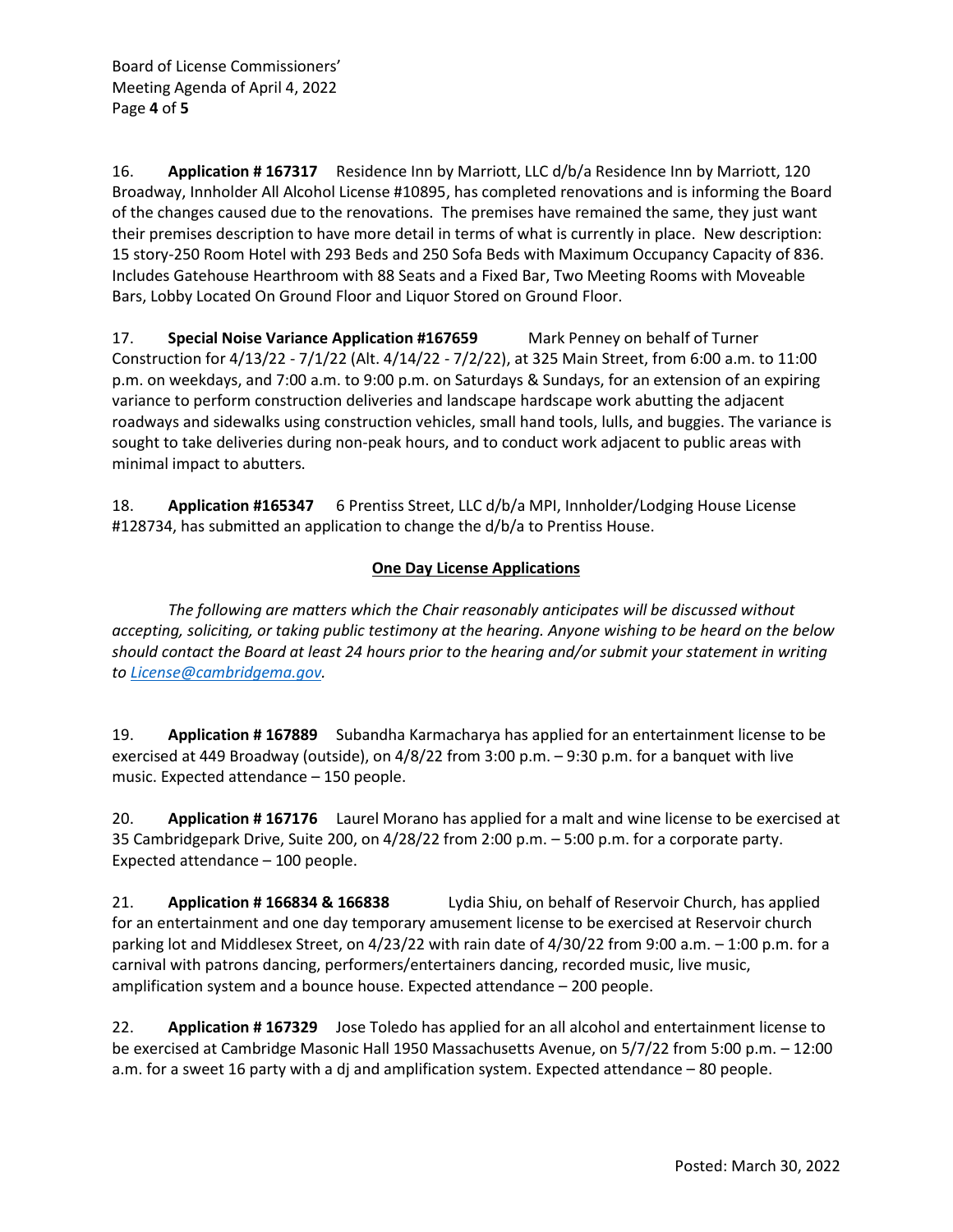16. **Application # 167317** Residence Inn by Marriott, LLC d/b/a Residence Inn by Marriott, 120 Broadway, Innholder All Alcohol License #10895, has completed renovations and is informing the Board of the changes caused due to the renovations. The premises have remained the same, they just want their premises description to have more detail in terms of what is currently in place. New description: 15 story-250 Room Hotel with 293 Beds and 250 Sofa Beds with Maximum Occupancy Capacity of 836. Includes Gatehouse Hearthroom with 88 Seats and a Fixed Bar, Two Meeting Rooms with Moveable Bars, Lobby Located On Ground Floor and Liquor Stored on Ground Floor.

17. **Special Noise Variance Application #167659** Mark Penney on behalf of Turner Construction for 4/13/22 - 7/1/22 (Alt. 4/14/22 - 7/2/22), at 325 Main Street, from 6:00 a.m. to 11:00 p.m. on weekdays, and 7:00 a.m. to 9:00 p.m. on Saturdays & Sundays, for an extension of an expiring variance to perform construction deliveries and landscape hardscape work abutting the adjacent roadways and sidewalks using construction vehicles, small hand tools, lulls, and buggies. The variance is sought to take deliveries during non-peak hours, and to conduct work adjacent to public areas with minimal impact to abutters.

18. **Application #165347** 6 Prentiss Street, LLC d/b/a MPI, Innholder/Lodging House License #128734, has submitted an application to change the d/b/a to Prentiss House.

## One Day License Applications

*The following are matters which the Chair reasonably anticipates will be discussed without accepting, soliciting, or taking public testimony at the hearing. Anyone wishing to be heard on the below should contact the Board at least 24 hours prior to the hearing and/or submit your statement in writing to License@cambridgema.gov.*

19. **Application # 167889** Subandha Karmacharya has applied for an entertainment license to be exercised at 449 Broadway (outside), on 4/8/22 from 3:00 p.m. – 9:30 p.m. for a banquet with live music. Expected attendance – 150 people.

20. **Application # 167176** Laurel Morano has applied for a malt and wine license to be exercised at 35 Cambridgepark Drive, Suite 200, on 4/28/22 from 2:00 p.m. – 5:00 p.m. for a corporate party. Expected attendance – 100 people.

21. **Application # 166834 & 166838** Lydia Shiu, on behalf of Reservoir Church, has applied for an entertainment and one day temporary amusement license to be exercised at Reservoir church parking lot and Middlesex Street, on 4/23/22 with rain date of 4/30/22 from 9:00 a.m. – 1:00 p.m. for a carnival with patrons dancing, performers/entertainers dancing, recorded music, live music, amplification system and a bounce house. Expected attendance – 200 people.

22. **Application # 167329** Jose Toledo has applied for an all alcohol and entertainment license to be exercised at Cambridge Masonic Hall 1950 Massachusetts Avenue, on 5/7/22 from 5:00 p.m. – 12:00 a.m. for a sweet 16 party with a dj and amplification system. Expected attendance – 80 people.

Posted: March 30, 2022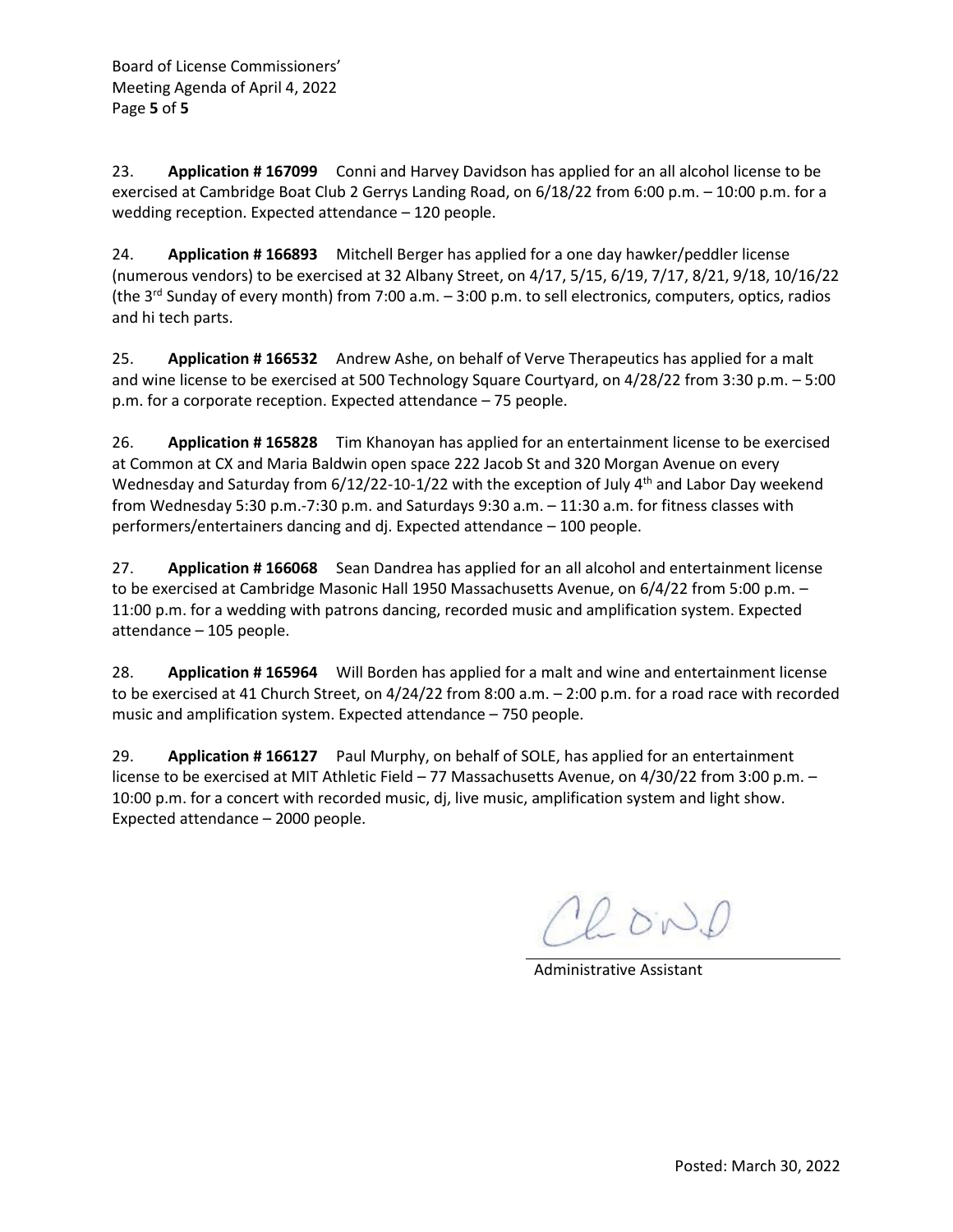23. **Application # 167099** Conni and Harvey Davidson has applied for an all alcohol license to be exercised at Cambridge Boat Club 2 Gerrys Landing Road, on 6/18/22 from 6:00 p.m. – 10:00 p.m. for a wedding reception. Expected attendance – 120 people.

24. **Application # 166893** Mitchell Berger has applied for a one day hawker/peddler license (numerous vendors) to be exercised at 32 Albany Street, on 4/17, 5/15, 6/19, 7/17, 8/21, 9/18, 10/16/22 (the 3rd Sunday of every month) from 7:00 a.m. – 3:00 p.m. to sell electronics, computers, optics, radios and hi tech parts.

25. **Application # 166532** Andrew Ashe, on behalf of Verve Therapeutics has applied for a malt and wine license to be exercised at 500 Technology Square Courtyard, on 4/28/22 from 3:30 p.m. – 5:00 p.m. for a corporate reception. Expected attendance – 75 people.

26. **Application # 165828** Tim Khanoyan has applied for an entertainment license to be exercised at Common at CX and Maria Baldwin open space 222 Jacob St and 320 Morgan Avenue on every Wednesday and Saturday from 6/12/22-10-1/22 with the exception of July 4th and Labor Day weekend from Wednesday 5:30 p.m.-7:30 p.m. and Saturdays 9:30 a.m. – 11:30 a.m. for fitness classes with performers/entertainers dancing and dj. Expected attendance – 100 people.

27. **Application # 166068** Sean Dandrea has applied for an all alcohol and entertainment license to be exercised at Cambridge Masonic Hall 1950 Massachusetts Avenue, on 6/4/22 from 5:00 p.m. – 11:00 p.m. for a wedding with patrons dancing, recorded music and amplification system. Expected attendance – 105 people.

28. **Application # 165964** Will Borden has applied for a malt and wine and entertainment license to be exercised at 41 Church Street, on 4/24/22 from 8:00 a.m. – 2:00 p.m. for a road race with recorded music and amplification system. Expected attendance – 750 people.

29. **Application # 166127** Paul Murphy, on behalf of SOLE, has applied for an entertainment license to be exercised at MIT Athletic Field – 77 Massachusetts Avenue, on 4/30/22 from 3:00 p.m. – 10:00 p.m. for a concert with recorded music, dj, live music, amplification system and light show. Expected attendance – 2000 people.

Administrative Assistant

Posted: March 30, 2022